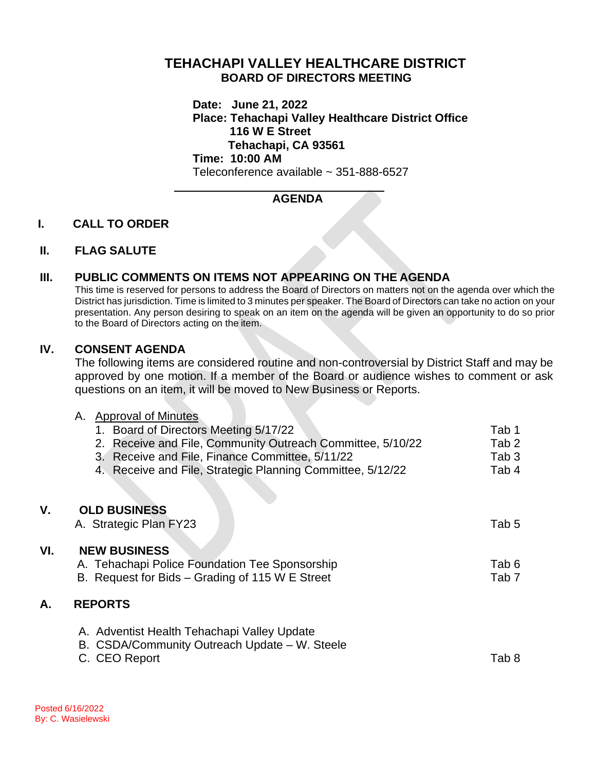# TEHACHAPI VALLEY HEALTHCARE DISTRICT
## BOARD OF DIRECTORS MEETING

**Date: June 21, 2022**
**Place: Tehachapi Valley Healthcare District Office**
**116 W E Street**
**Tehachapi, CA 93561**
**Time: 10:00 AM**
Teleconference available ~ 351-888-6527

**AGENDA**

**I. CALL TO ORDER**

**II. FLAG SALUTE**

**III. PUBLIC COMMENTS ON ITEMS NOT APPEARING ON THE AGENDA**

This time is reserved for persons to address the Board of Directors on matters not on the agenda over which the District has jurisdiction. Time is limited to 3 minutes per speaker. The Board of Directors can take no action on your presentation. Any person desiring to speak on an item on the agenda will be given an opportunity to do so prior to the Board of Directors acting on the item.

**IV. CONSENT AGENDA**

The following items are considered routine and non-controversial by District Staff and may be approved by one motion. If a member of the Board or audience wishes to comment or ask questions on an item, it will be moved to New Business or Reports.

A. Approval of Minutes
1. Board of Directors Meeting 5/17/22 — Tab 1
2. Receive and File, Community Outreach Committee, 5/10/22 — Tab 2
3. Receive and File, Finance Committee, 5/11/22 — Tab 3
4. Receive and File, Strategic Planning Committee, 5/12/22 — Tab 4

**V. OLD BUSINESS**

A. Strategic Plan FY23 — Tab 5

**VI. NEW BUSINESS**

A. Tehachapi Police Foundation Tee Sponsorship — Tab 6
B. Request for Bids – Grading of 115 W E Street — Tab 7

**A. REPORTS**

A. Adventist Health Tehachapi Valley Update
B. CSDA/Community Outreach Update – W. Steele
C. CEO Report — Tab 8

Posted 6/16/2022
By: C. Wasielewski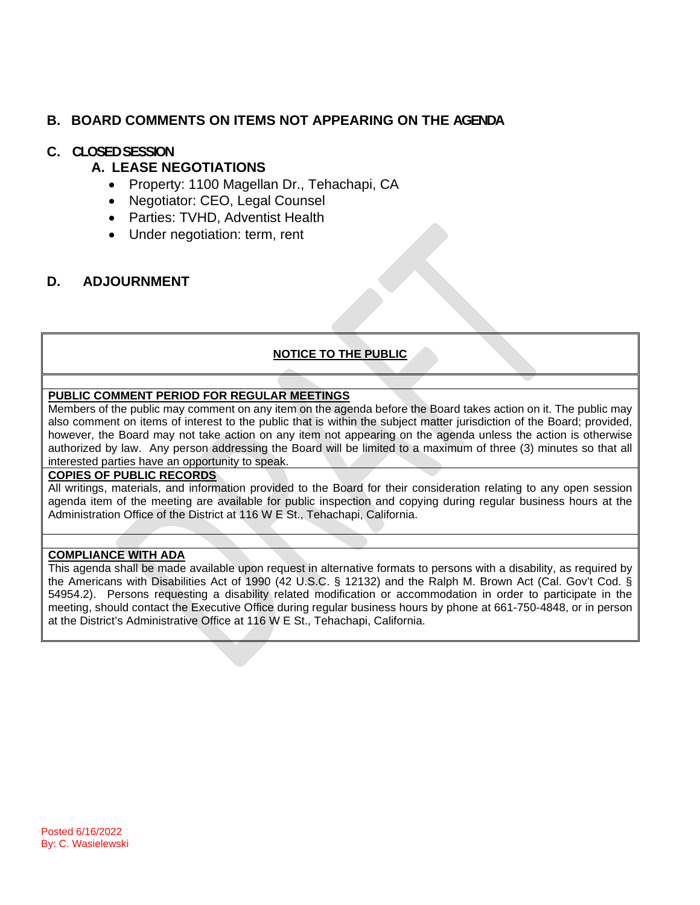## B. BOARD COMMENTS ON ITEMS NOT APPEARING ON THE AGENDA

## C. CLOSED SESSION

### A. LEASE NEGOTIATIONS

- Property: 1100 Magellan Dr., Tehachapi, CA
- Negotiator: CEO, Legal Counsel
- Parties: TVHD, Adventist Health
- Under negotiation: term, rent

## D. ADJOURNMENT

**NOTICE TO THE PUBLIC**

**PUBLIC COMMENT PERIOD FOR REGULAR MEETINGS**

Members of the public may comment on any item on the agenda before the Board takes action on it. The public may also comment on items of interest to the public that is within the subject matter jurisdiction of the Board; provided, however, the Board may not take action on any item not appearing on the agenda unless the action is otherwise authorized by law. Any person addressing the Board will be limited to a maximum of three (3) minutes so that all interested parties have an opportunity to speak.

**COPIES OF PUBLIC RECORDS**

All writings, materials, and information provided to the Board for their consideration relating to any open session agenda item of the meeting are available for public inspection and copying during regular business hours at the Administration Office of the District at 116 W E St., Tehachapi, California.

**COMPLIANCE WITH ADA**

This agenda shall be made available upon request in alternative formats to persons with a disability, as required by the Americans with Disabilities Act of 1990 (42 U.S.C. § 12132) and the Ralph M. Brown Act (Cal. Gov't Cod. § 54954.2). Persons requesting a disability related modification or accommodation in order to participate in the meeting, should contact the Executive Office during regular business hours by phone at 661-750-4848, or in person at the District's Administrative Office at 116 W E St., Tehachapi, California.

Posted 6/16/2022
By: C. Wasielewski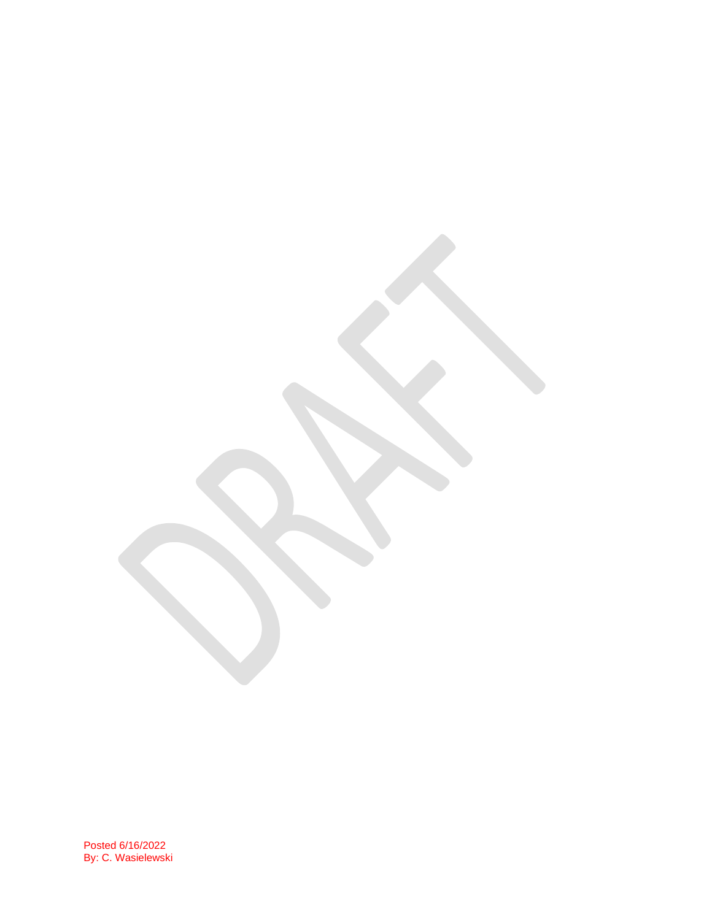DRAFT

Posted 6/16/2022
By: C. Wasielewski